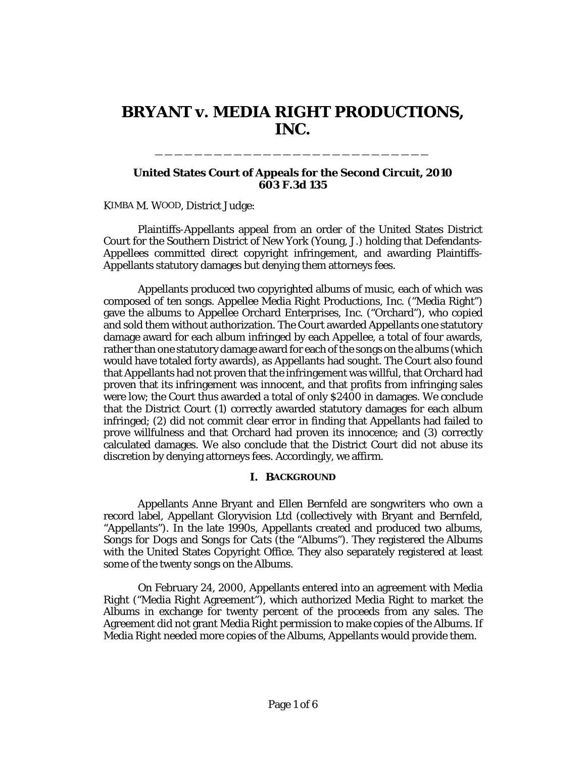# BRYANT v. MEDIA RIGHT PRODUCTIONS, INC.

**United States Court of Appeals for the Second Circuit, 2010**
**603 F.3d 135**

KIMBA M. WOOD, District Judge:

Plaintiffs-Appellants appeal from an order of the United States District Court for the Southern District of New York (Young, J.) holding that Defendants-Appellees committed direct copyright infringement, and awarding Plaintiffs-Appellants statutory damages but denying them attorneys fees.

Appellants produced two copyrighted albums of music, each of which was composed of ten songs. Appellee Media Right Productions, Inc. ("Media Right") gave the albums to Appellee Orchard Enterprises, Inc. ("Orchard"), who copied and sold them without authorization. The Court awarded Appellants one statutory damage award for each album infringed by each Appellee, a total of four awards, rather than one statutory damage award for each of the songs on the albums (which would have totaled forty awards), as Appellants had sought. The Court also found that Appellants had not proven that the infringement was willful, that Orchard had proven that its infringement was innocent, and that profits from infringing sales were low; the Court thus awarded a total of only $2400 in damages. We conclude that the District Court (1) correctly awarded statutory damages for each album infringed; (2) did not commit clear error in finding that Appellants had failed to prove willfulness and that Orchard had proven its innocence; and (3) correctly calculated damages. We also conclude that the District Court did not abuse its discretion by denying attorneys fees. Accordingly, we affirm.

## I. BACKGROUND

Appellants Anne Bryant and Ellen Bernfeld are songwriters who own a record label, Appellant Gloryvision Ltd (collectively with Bryant and Bernfeld, "Appellants"). In the late 1990s, Appellants created and produced two albums, Songs for Dogs and Songs for Cats (the "Albums"). They registered the Albums with the United States Copyright Office. They also separately registered at least some of the twenty songs on the Albums.

On February 24, 2000, Appellants entered into an agreement with Media Right ("Media Right Agreement"), which authorized Media Right to market the Albums in exchange for twenty percent of the proceeds from any sales. The Agreement did not grant Media Right permission to make copies of the Albums. If Media Right needed more copies of the Albums, Appellants would provide them.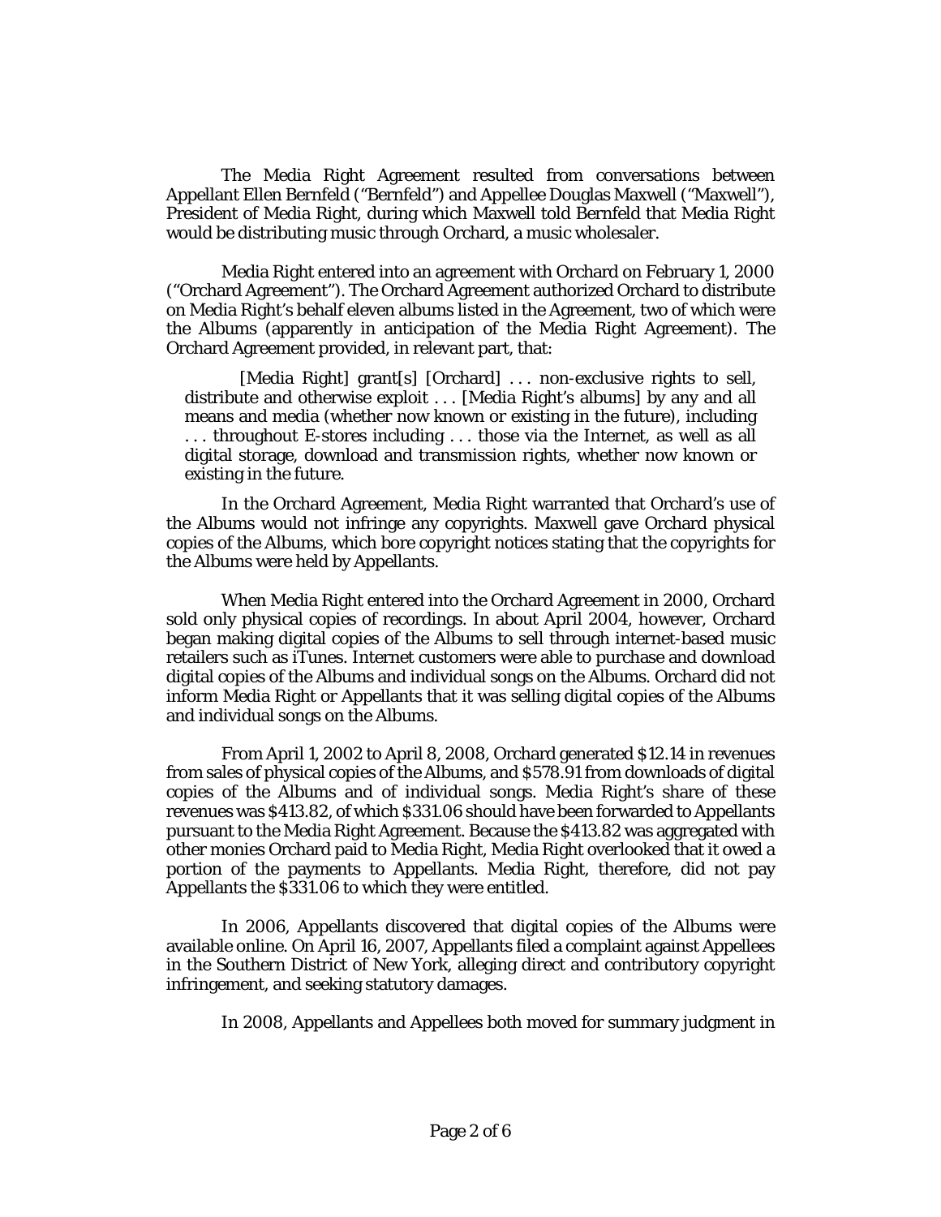The Media Right Agreement resulted from conversations between Appellant Ellen Bernfeld ("Bernfeld") and Appellee Douglas Maxwell ("Maxwell"), President of Media Right, during which Maxwell told Bernfeld that Media Right would be distributing music through Orchard, a music wholesaler.

Media Right entered into an agreement with Orchard on February 1, 2000 ("Orchard Agreement"). The Orchard Agreement authorized Orchard to distribute on Media Right's behalf eleven albums listed in the Agreement, two of which were the Albums (apparently in anticipation of the Media Right Agreement). The Orchard Agreement provided, in relevant part, that:

> [Media Right] grant[s] [Orchard] . . . non-exclusive rights to sell, distribute and otherwise exploit . . . [Media Right's albums] by any and all means and media (whether now known or existing in the future), including . . . throughout E-stores including . . . those via the Internet, as well as all digital storage, download and transmission rights, whether now known or existing in the future.

In the Orchard Agreement, Media Right warranted that Orchard's use of the Albums would not infringe any copyrights. Maxwell gave Orchard physical copies of the Albums, which bore copyright notices stating that the copyrights for the Albums were held by Appellants.

When Media Right entered into the Orchard Agreement in 2000, Orchard sold only physical copies of recordings. In about April 2004, however, Orchard began making digital copies of the Albums to sell through internet-based music retailers such as iTunes. Internet customers were able to purchase and download digital copies of the Albums and individual songs on the Albums. Orchard did not inform Media Right or Appellants that it was selling digital copies of the Albums and individual songs on the Albums.

From April 1, 2002 to April 8, 2008, Orchard generated $12.14 in revenues from sales of physical copies of the Albums, and $578.91 from downloads of digital copies of the Albums and of individual songs. Media Right's share of these revenues was $413.82, of which $331.06 should have been forwarded to Appellants pursuant to the Media Right Agreement. Because the $413.82 was aggregated with other monies Orchard paid to Media Right, Media Right overlooked that it owed a portion of the payments to Appellants. Media Right, therefore, did not pay Appellants the $331.06 to which they were entitled.

In 2006, Appellants discovered that digital copies of the Albums were available online. On April 16, 2007, Appellants filed a complaint against Appellees in the Southern District of New York, alleging direct and contributory copyright infringement, and seeking statutory damages.

In 2008, Appellants and Appellees both moved for summary judgment in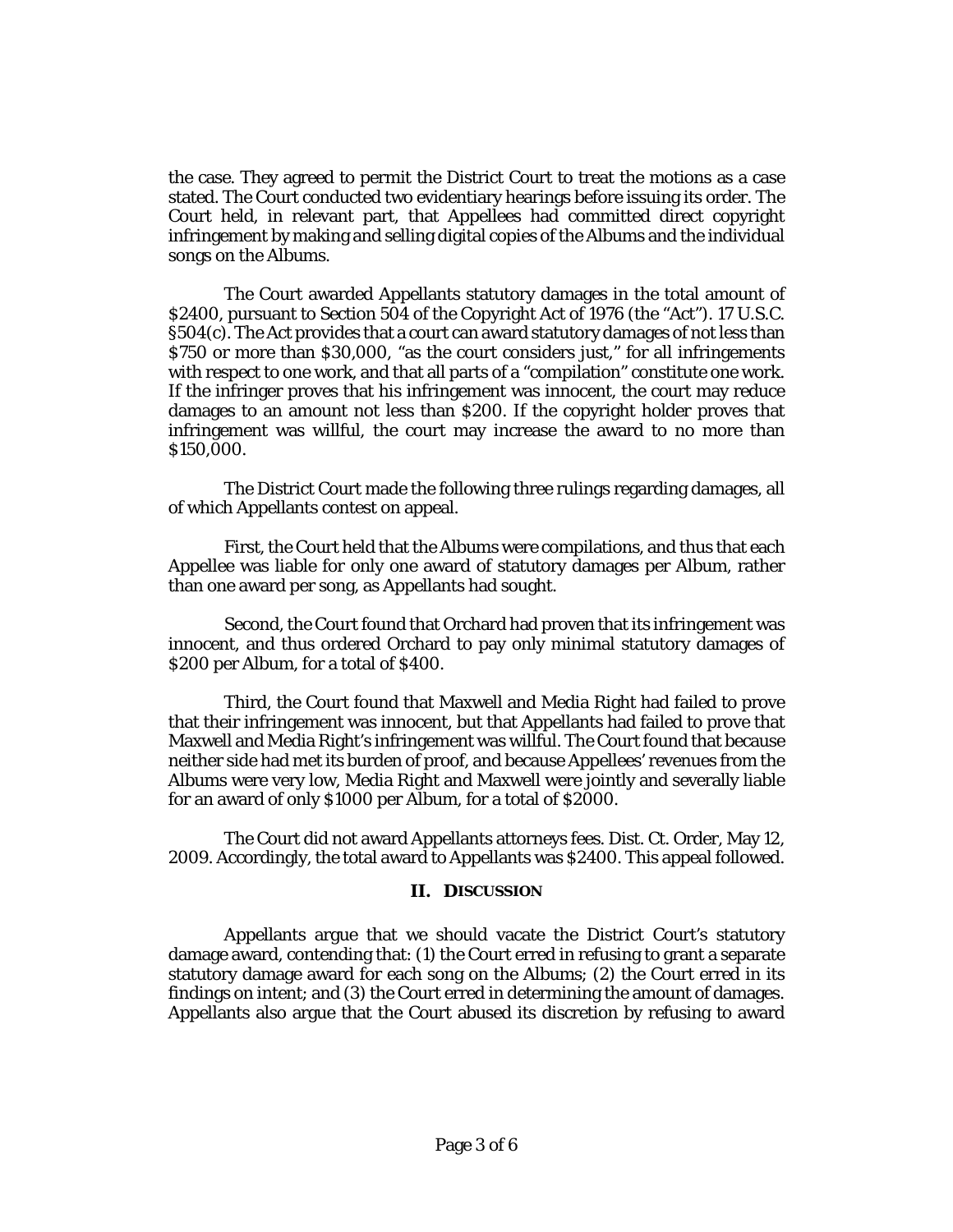the case. They agreed to permit the District Court to treat the motions as a case stated. The Court conducted two evidentiary hearings before issuing its order. The Court held, in relevant part, that Appellees had committed direct copyright infringement by making and selling digital copies of the Albums and the individual songs on the Albums.

The Court awarded Appellants statutory damages in the total amount of $2400, pursuant to Section 504 of the Copyright Act of 1976 (the "Act"). 17 U.S.C. §504(c). The Act provides that a court can award statutory damages of not less than $750 or more than $30,000, "as the court considers just," for all infringements with respect to one work, and that all parts of a "compilation" constitute one work. If the infringer proves that his infringement was innocent, the court may reduce damages to an amount not less than $200. If the copyright holder proves that infringement was willful, the court may increase the award to no more than $150,000.

The District Court made the following three rulings regarding damages, all of which Appellants contest on appeal.

First, the Court held that the Albums were compilations, and thus that each Appellee was liable for only one award of statutory damages per Album, rather than one award per song, as Appellants had sought.

Second, the Court found that Orchard had proven that its infringement was innocent, and thus ordered Orchard to pay only minimal statutory damages of $200 per Album, for a total of $400.

Third, the Court found that Maxwell and Media Right had failed to prove that their infringement was innocent, but that Appellants had failed to prove that Maxwell and Media Right's infringement was willful. The Court found that because neither side had met its burden of proof, and because Appellees' revenues from the Albums were very low, Media Right and Maxwell were jointly and severally liable for an award of only $1000 per Album, for a total of $2000.

The Court did not award Appellants attorneys fees. Dist. Ct. Order, May 12, 2009. Accordingly, the total award to Appellants was $2400. This appeal followed.

## II. DISCUSSION

Appellants argue that we should vacate the District Court's statutory damage award, contending that: (1) the Court erred in refusing to grant a separate statutory damage award for each song on the Albums; (2) the Court erred in its findings on intent; and (3) the Court erred in determining the amount of damages. Appellants also argue that the Court abused its discretion by refusing to award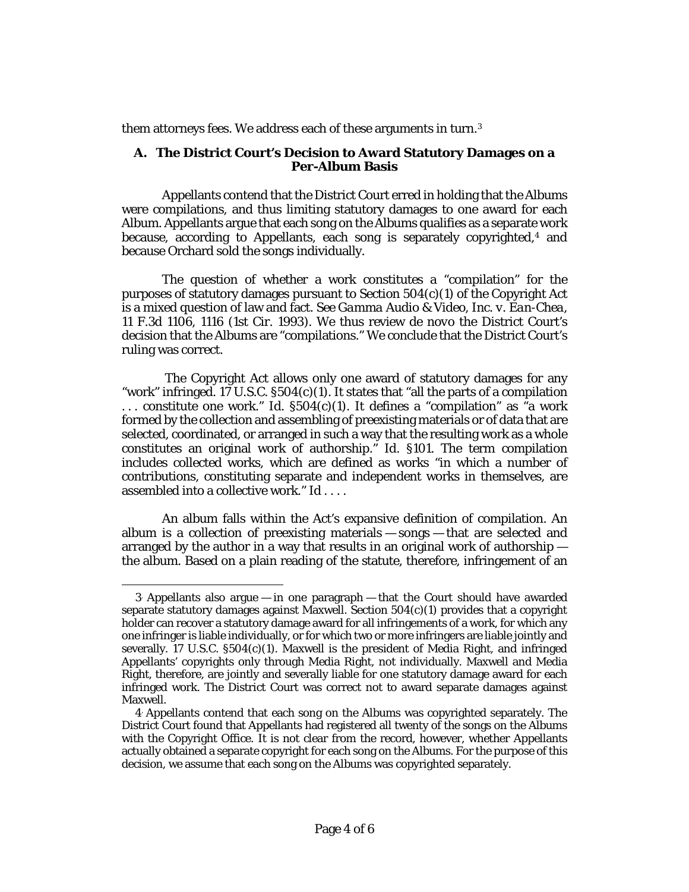them attorneys fees. We address each of these arguments in turn.[3]

### A. The District Court's Decision to Award Statutory Damages on a Per-Album Basis

Appellants contend that the District Court erred in holding that the Albums were compilations, and thus limiting statutory damages to one award for each Album. Appellants argue that each song on the Albums qualifies as a separate work because, according to Appellants, each song is separately copyrighted,[4] and because Orchard sold the songs individually.

The question of whether a work constitutes a "compilation" for the purposes of statutory damages pursuant to Section 504(c)(1) of the Copyright Act is a mixed question of law and fact. *See Gamma Audio & Video, Inc. v. Ean-Chea*, 11 F.3d 1106, 1116 (1st Cir. 1993). We thus review de novo the District Court's decision that the Albums are "compilations." We conclude that the District Court's ruling was correct.

The Copyright Act allows only one award of statutory damages for any "work" infringed. 17 U.S.C. §504(c)(1). It states that "all the parts of a compilation . . . constitute one work." *Id.* §504(c)(1). It defines a "compilation" as "a work formed by the collection and assembling of preexisting materials or of data that are selected, coordinated, or arranged in such a way that the resulting work as a whole constitutes an original work of authorship." *Id.* §101. The term compilation includes collected works, which are defined as works "in which a number of contributions, constituting separate and independent works in themselves, are assembled into a collective work." *Id* . . . .

An album falls within the Act's expansive definition of compilation. An album is a collection of preexisting materials — songs — that are selected and arranged by the author in a way that results in an original work of authorship — the album. Based on a plain reading of the statute, therefore, infringement of an

---

[3] Appellants also argue — in one paragraph — that the Court should have awarded separate statutory damages against Maxwell. Section 504(c)(1) provides that a copyright holder can recover a statutory damage award for all infringements of a work, for which any one infringer is liable individually, or for which two or more infringers are liable jointly and severally. 17 U.S.C. §504(c)(1). Maxwell is the president of Media Right, and infringed Appellants' copyrights only through Media Right, not individually. Maxwell and Media Right, therefore, are jointly and severally liable for one statutory damage award for each infringed work. The District Court was correct not to award separate damages against Maxwell.

[4] Appellants contend that each song on the Albums was copyrighted separately. The District Court found that Appellants had registered all twenty of the songs on the Albums with the Copyright Office. It is not clear from the record, however, whether Appellants actually obtained a separate copyright for each song on the Albums. For the purpose of this decision, we assume that each song on the Albums was copyrighted separately.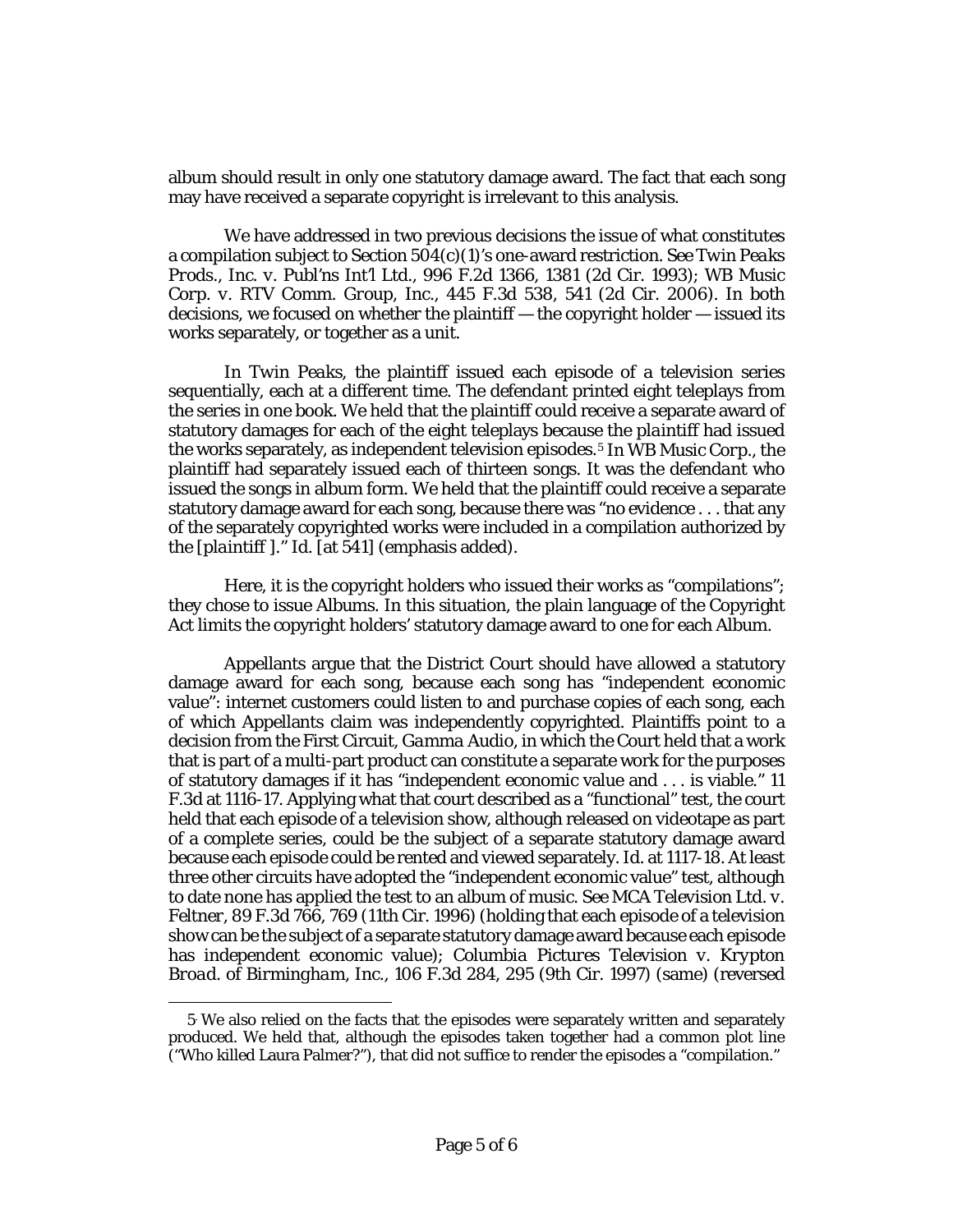album should result in only one statutory damage award. The fact that each song may have received a separate copyright is irrelevant to this analysis.

We have addressed in two previous decisions the issue of what constitutes a compilation subject to Section 504(c)(1)'s one-award restriction. *See Twin Peaks Prods., Inc. v. Publ'ns Int'l Ltd.*, 996 F.2d 1366, 1381 (2d Cir. 1993); *WB Music Corp. v. RTV Comm. Group, Inc.*, 445 F.3d 538, 541 (2d Cir. 2006). In both decisions, we focused on whether the plaintiff — the copyright holder — issued its works separately, or together as a unit.

In *Twin Peaks*, the plaintiff issued each episode of a television series sequentially, each at a different time. The *defendant* printed eight teleplays from the series in one book. We held that the plaintiff could receive a separate award of statutory damages for each of the eight teleplays because the *plaintiff* had issued the works separately, as independent television episodes.[5] In *WB Music Corp.*, the plaintiff had separately issued each of thirteen songs. It was the *defendant* who issued the songs in album form. We held that the plaintiff could receive a separate statutory damage award for each song, because there was "no evidence . . . that any of the separately copyrighted works were included in a compilation authorized by the [*plaintiff* ]." *Id.* [at 541] (emphasis added).

Here, it is the copyright holders who issued their works as "compilations"; they chose to issue Albums. In this situation, the plain language of the Copyright Act limits the copyright holders' statutory damage award to one for each Album.

Appellants argue that the District Court should have allowed a statutory damage award for each song, because each song has "independent economic value": internet customers could listen to and purchase copies of each song, each of which Appellants claim was independently copyrighted. Plaintiffs point to a decision from the First Circuit, *Gamma Audio*, in which the Court held that a work that is part of a multi-part product can constitute a separate work for the purposes of statutory damages if it has "independent economic value and . . . is viable." 11 F.3d at 1116-17. Applying what that court described as a "functional" test, the court held that each episode of a television show, although released on videotape as part of a complete series, could be the subject of a separate statutory damage award because each episode could be rented and viewed separately. *Id.* at 1117-18. At least three other circuits have adopted the "independent economic value" test, although to date none has applied the test to an album of music. *See MCA Television Ltd. v. Feltner*, 89 F.3d 766, 769 (11th Cir. 1996) (holding that each episode of a television show can be the subject of a separate statutory damage award because each episode has independent economic value); *Columbia Pictures Television v. Krypton Broad. of Birmingham, Inc.*, 106 F.3d 284, 295 (9th Cir. 1997) (same) (reversed

---

[5] We also relied on the facts that the episodes were separately written and separately produced. We held that, although the episodes taken together had a common plot line ("Who killed Laura Palmer?"), that did not suffice to render the episodes a "compilation."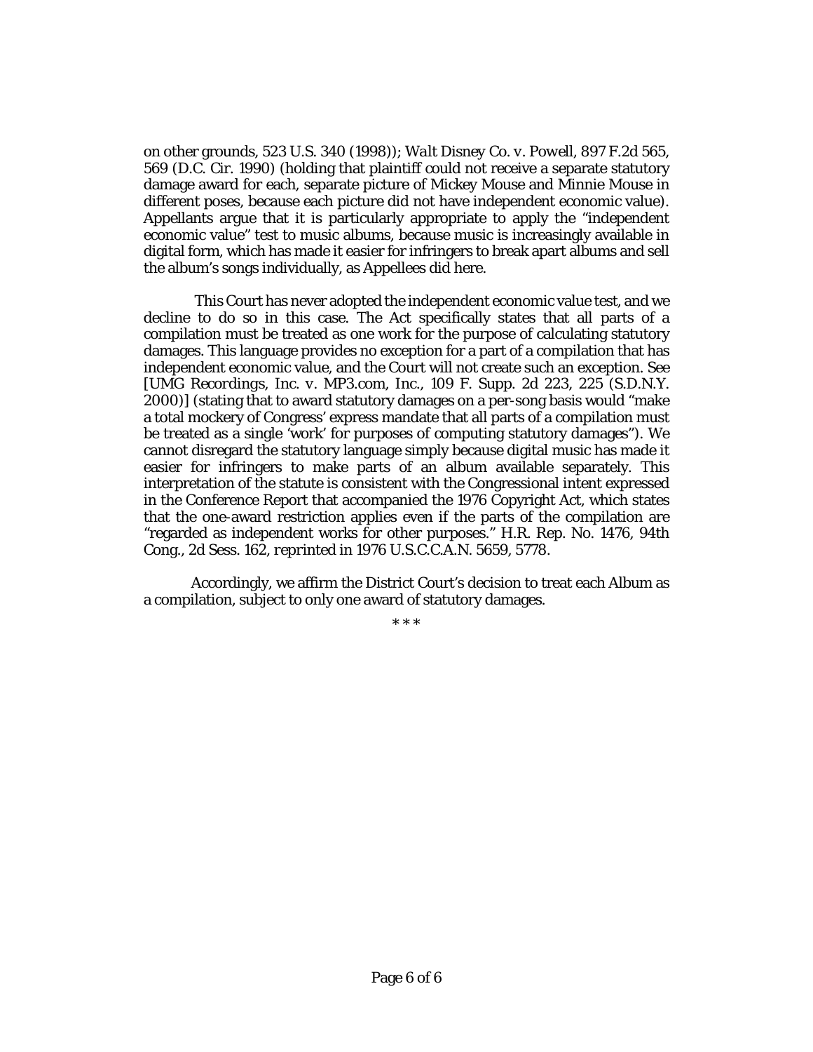on other grounds, 523 U.S. 340 (1998)); *Walt Disney Co. v. Powell*, 897 F.2d 565, 569 (D.C. Cir. 1990) (holding that plaintiff could not receive a separate statutory damage award for each, separate picture of Mickey Mouse and Minnie Mouse in different poses, because each picture did not have independent economic value). Appellants argue that it is particularly appropriate to apply the "independent economic value" test to music albums, because music is increasingly available in digital form, which has made it easier for infringers to break apart albums and sell the album's songs individually, as Appellees did here.

This Court has never adopted the independent economic value test, and we decline to do so in this case. The Act specifically states that all parts of a compilation must be treated as one work for the purpose of calculating statutory damages. This language provides no exception for a part of a compilation that has independent economic value, and the Court will not create such an exception. *See* [*UMG Recordings, Inc. v. MP3.com, Inc.*, 109 F. Supp. 2d 223, 225 (S.D.N.Y. 2000)] (stating that to award statutory damages on a per-song basis would "make a total mockery of Congress' express mandate that all parts of a compilation must be treated as a single 'work' for purposes of computing statutory damages"). We cannot disregard the statutory language simply because digital music has made it easier for infringers to make parts of an album available separately. This interpretation of the statute is consistent with the Congressional intent expressed in the Conference Report that accompanied the 1976 Copyright Act, which states that the one-award restriction applies even if the parts of the compilation are "regarded as independent works for other purposes." H.R. Rep. No. 1476, 94th Cong., 2d Sess. 162, *reprinted in* 1976 U.S.C.C.A.N. 5659, 5778.

Accordingly, we affirm the District Court's decision to treat each Album as a compilation, subject to only one award of statutory damages.

\* \* \*